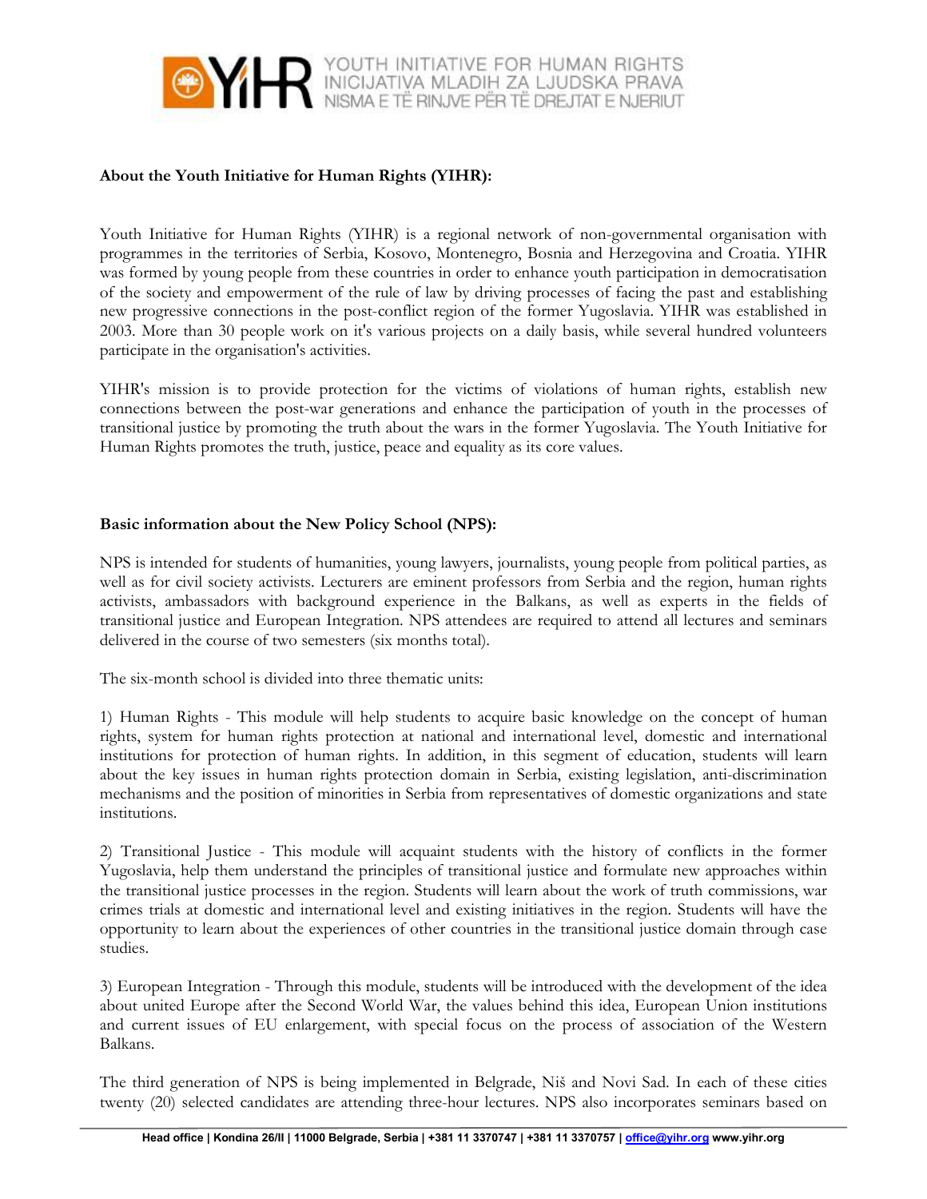**About the Youth Initiative for Human Rights (YIHR):**

Youth Initiative for Human Rights (YIHR) is a regional network of non-governmental organisation with programmes in the territories of Serbia, Kosovo, Montenegro, Bosnia and Herzegovina and Croatia. YIHR was formed by young people from these countries in order to enhance youth participation in democratisation of the society and empowerment of the rule of law by driving processes of facing the past and establishing new progressive connections in the post-conflict region of the former Yugoslavia. YIHR was established in 2003. More than 30 people work on it's various projects on a daily basis, while several hundred volunteers participate in the organisation's activities.

YIHR's mission is to provide protection for the victims of violations of human rights, establish new connections between the post-war generations and enhance the participation of youth in the processes of transitional justice by promoting the truth about the wars in the former Yugoslavia. The Youth Initiative for Human Rights promotes the truth, justice, peace and equality as its core values.

**Basic information about the New Policy School (NPS):**

NPS is intended for students of humanities, young lawyers, journalists, young people from political parties, as well as for civil society activists. Lecturers are eminent professors from Serbia and the region, human rights activists, ambassadors with background experience in the Balkans, as well as experts in the fields of transitional justice and European Integration. NPS attendees are required to attend all lectures and seminars delivered in the course of two semesters (six months total).

The six-month school is divided into three thematic units:

1) Human Rights - This module will help students to acquire basic knowledge on the concept of human rights, system for human rights protection at national and international level, domestic and international institutions for protection of human rights. In addition, in this segment of education, students will learn about the key issues in human rights protection domain in Serbia, existing legislation, anti-discrimination mechanisms and the position of minorities in Serbia from representatives of domestic organizations and state institutions.

2) Transitional Justice - This module will acquaint students with the history of conflicts in the former Yugoslavia, help them understand the principles of transitional justice and formulate new approaches within the transitional justice processes in the region. Students will learn about the work of truth commissions, war crimes trials at domestic and international level and existing initiatives in the region. Students will have the opportunity to learn about the experiences of other countries in the transitional justice domain through case studies.

3) European Integration - Through this module, students will be introduced with the development of the idea about united Europe after the Second World War, the values behind this idea, European Union institutions and current issues of EU enlargement, with special focus on the process of association of the Western Balkans.

The third generation of NPS is being implemented in Belgrade, Niš and Novi Sad. In each of these cities twenty (20) selected candidates are attending three-hour lectures. NPS also incorporates seminars based on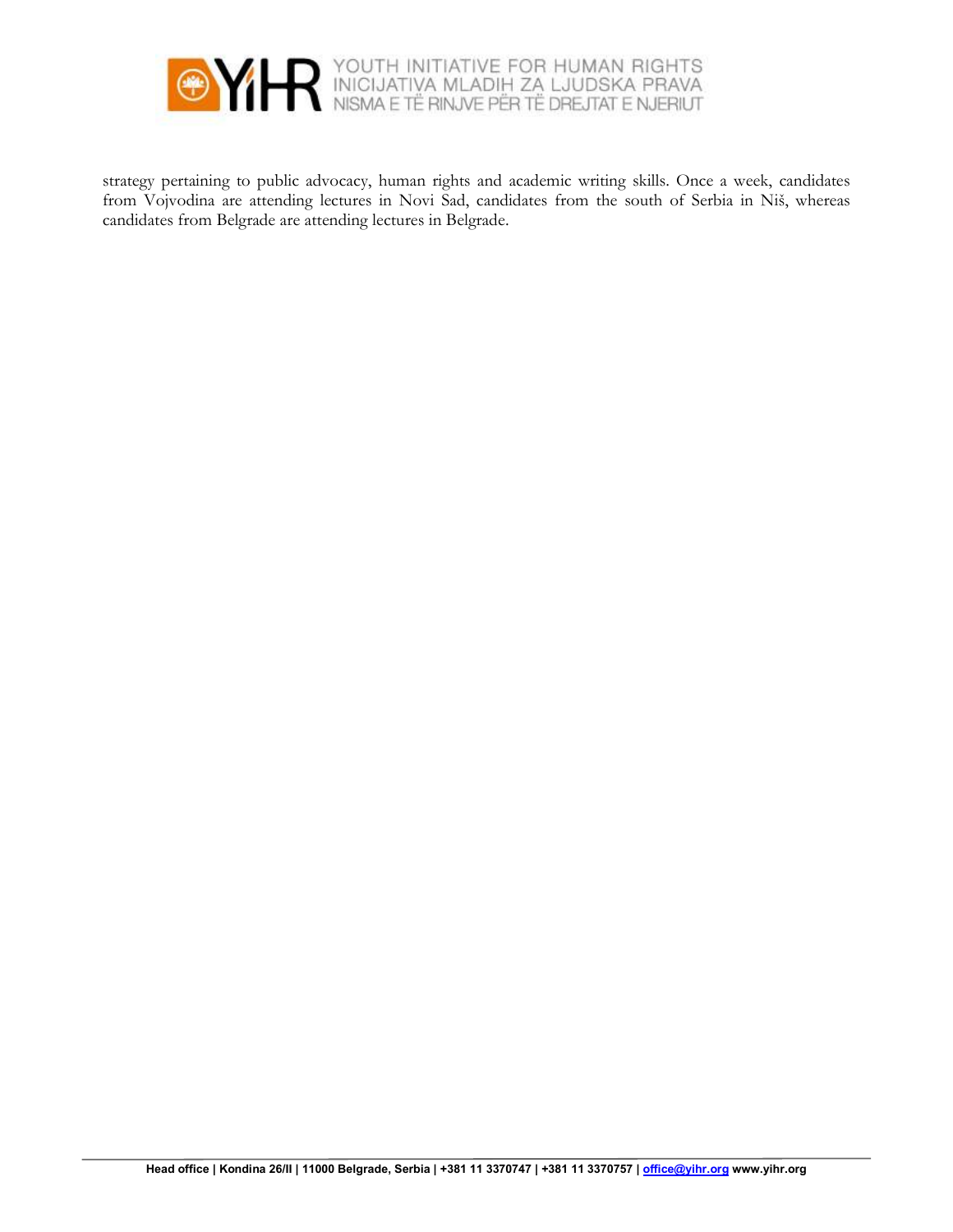strategy pertaining to public advocacy, human rights and academic writing skills. Once a week, candidates from Vojvodina are attending lectures in Novi Sad, candidates from the south of Serbia in Niš, whereas candidates from Belgrade are attending lectures in Belgrade.